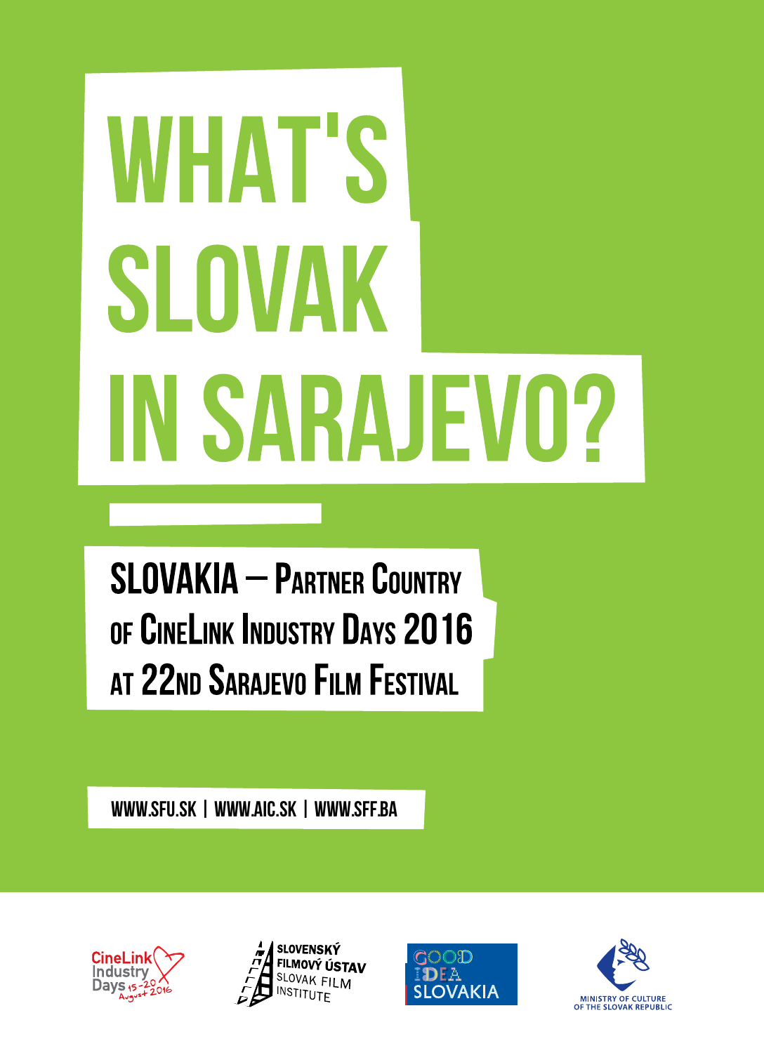# WHAT'S SLOVAK IN SARAJEVO?

## SLOVAKIA – Partner Country of CineLink Industry Days 2016 at 22nd Sarajevo Film Festival

WWW.SFU.SK | WWW.AIC.SK | WWW.SFF.BA

CineLink Industry Days 15-20 August 2016

SLOVENSKÝ FILMOVÝ ÚSTAV SLOVAK FILM INSTITUTE

GOOD IDEA SLOVAKIA

MINISTRY OF CULTURE OF THE SLOVAK REPUBLIC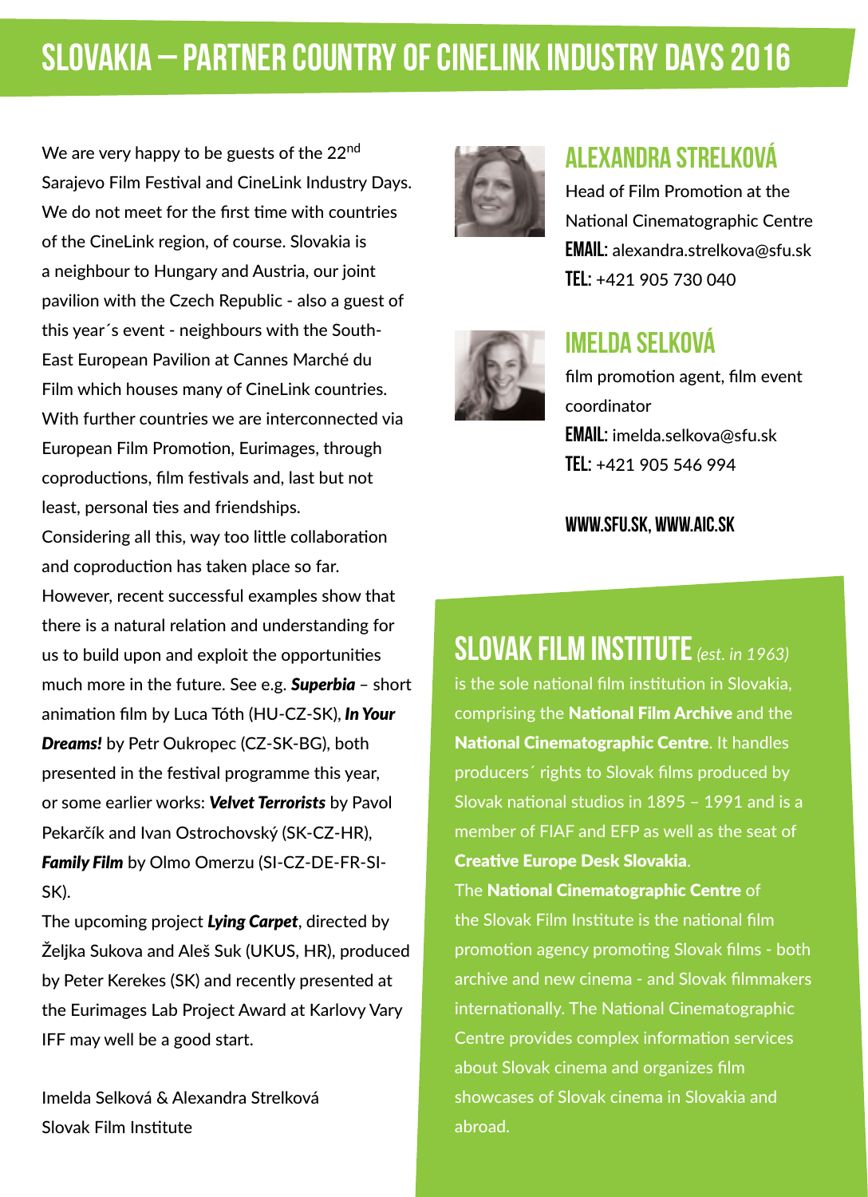# SLOVAKIA – PARTNER COUNTRY OF CINELINK INDUSTRY DAYS 2016

We are very happy to be guests of the 22nd Sarajevo Film Festival and CineLink Industry Days. We do not meet for the first time with countries of the CineLink region, of course. Slovakia is a neighbour to Hungary and Austria, our joint pavilion with the Czech Republic - also a guest of this year´s event - neighbours with the South-East European Pavilion at Cannes Marché du Film which houses many of CineLink countries. With further countries we are interconnected via European Film Promotion, Eurimages, through coproductions, film festivals and, last but not least, personal ties and friendships.
Considering all this, way too little collaboration and coproduction has taken place so far. However, recent successful examples show that there is a natural relation and understanding for us to build upon and exploit the opportunities much more in the future. See e.g. ***Superbia*** – short animation film by Luca Tóth (HU-CZ-SK), ***In Your Dreams!*** by Petr Oukropec (CZ-SK-BG), both presented in the festival programme this year, or some earlier works: ***Velvet Terrorists*** by Pavol Pekarčík and Ivan Ostrochovský (SK-CZ-HR), ***Family Film*** by Olmo Omerzu (SI-CZ-DE-FR-SI-SK).
The upcoming project ***Lying Carpet***, directed by Željka Sukova and Aleš Suk (UKUS, HR), produced by Peter Kerekes (SK) and recently presented at the Eurimages Lab Project Award at Karlovy Vary IFF may well be a good start.

Imelda Selková & Alexandra Strelková
Slovak Film Institute

## ALEXANDRA STRELKOVÁ

Head of Film Promotion at the National Cinematographic Centre
**EMAIL:** alexandra.strelkova@sfu.sk
**TEL:** +421 905 730 040

## IMELDA SELKOVÁ

film promotion agent, film event coordinator
**EMAIL:** imelda.selkova@sfu.sk
**TEL:** +421 905 546 994

**WWW.SFU.SK, WWW.AIC.SK**

## SLOVAK FILM INSTITUTE *(est. in 1963)*

is the sole national film institution in Slovakia, comprising the **National Film Archive** and the **National Cinematographic Centre**. It handles producers´ rights to Slovak films produced by Slovak national studios in 1895 – 1991 and is a member of FIAF and EFP as well as the seat of **Creative Europe Desk Slovakia**.
The **National Cinematographic Centre** of the Slovak Film Institute is the national film promotion agency promoting Slovak films - both archive and new cinema - and Slovak filmmakers internationally. The National Cinematographic Centre provides complex information services about Slovak cinema and organizes film showcases of Slovak cinema in Slovakia and abroad.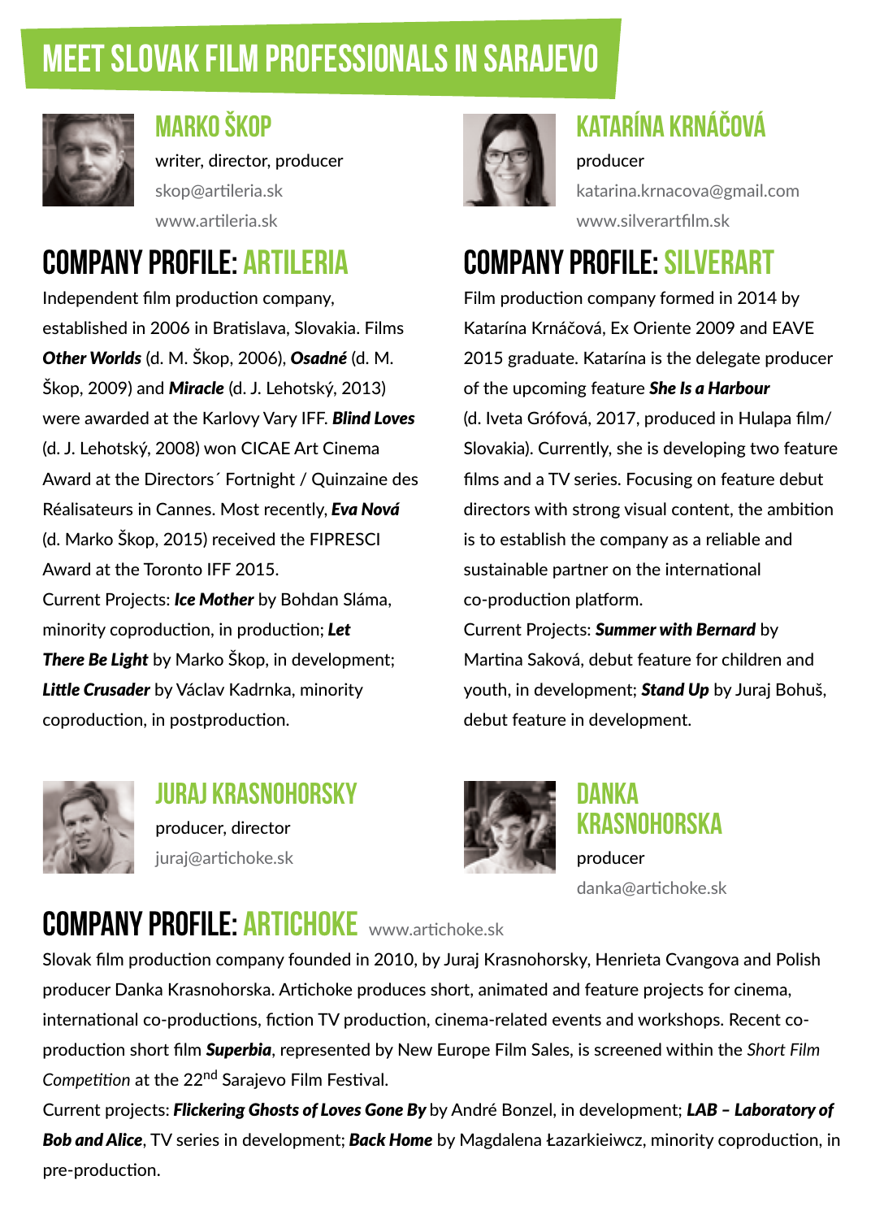# MEET SLOVAK FILM PROFESSIONALS IN SARAJEVO

## MARKO ŠKOP

writer, director, producer
skop@artileria.sk
www.artileria.sk

## COMPANY PROFILE: ARTILERIA

Independent film production company, established in 2006 in Bratislava, Slovakia. Films ***Other Worlds*** (d. M. Škop, 2006), ***Osadné*** (d. M. Škop, 2009) and ***Miracle*** (d. J. Lehotský, 2013) were awarded at the Karlovy Vary IFF. ***Blind Loves*** (d. J. Lehotský, 2008) won CICAE Art Cinema Award at the Directors´ Fortnight / Quinzaine des Réalisateurs in Cannes. Most recently, ***Eva Nová*** (d. Marko Škop, 2015) received the FIPRESCI Award at the Toronto IFF 2015.

Current Projects: ***Ice Mother*** by Bohdan Sláma, minority coproduction, in production; ***Let There Be Light*** by Marko Škop, in development; ***Little Crusader*** by Václav Kadrnka, minority coproduction, in postproduction.

## KATARÍNA KRNÁČOVÁ

producer
katarina.krnacova@gmail.com
www.silverartfilm.sk

## COMPANY PROFILE: SILVERART

Film production company formed in 2014 by Katarína Krnáčová, Ex Oriente 2009 and EAVE 2015 graduate. Katarína is the delegate producer of the upcoming feature ***She Is a Harbour*** (d. Iveta Grófová, 2017, produced in Hulapa film/ Slovakia). Currently, she is developing two feature films and a TV series. Focusing on feature debut directors with strong visual content, the ambition is to establish the company as a reliable and sustainable partner on the international co-production platform.

Current Projects: ***Summer with Bernard*** by Martina Saková, debut feature for children and youth, in development; ***Stand Up*** by Juraj Bohuš, debut feature in development.

## JURAJ KRASNOHORSKY

producer, director
juraj@artichoke.sk

## DANKA KRASNOHORSKA

producer
danka@artichoke.sk

## COMPANY PROFILE: ARTICHOKE www.artichoke.sk

Slovak film production company founded in 2010, by Juraj Krasnohorsky, Henrieta Cvangova and Polish producer Danka Krasnohorska. Artichoke produces short, animated and feature projects for cinema, international co-productions, fiction TV production, cinema-related events and workshops. Recent co-production short film ***Superbia***, represented by New Europe Film Sales, is screened within the *Short Film Competition* at the 22nd Sarajevo Film Festival.

Current projects: ***Flickering Ghosts of Loves Gone By*** by André Bonzel, in development; ***LAB – Laboratory of Bob and Alice***, TV series in development; ***Back Home*** by Magdalena Łazarkieiwcz, minority coproduction, in pre-production.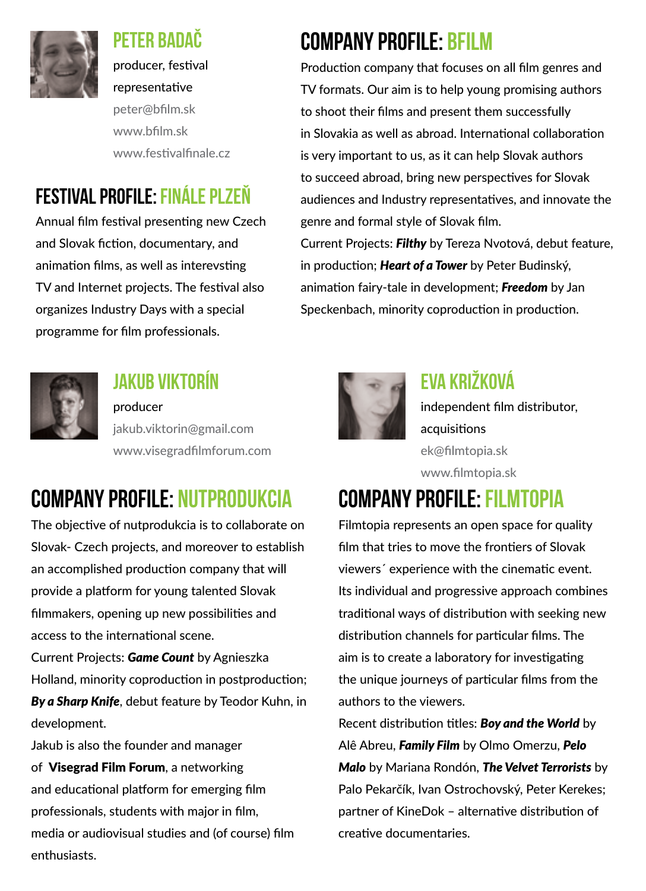## PETER BADAČ

producer, festival representative
peter@bfilm.sk
www.bfilm.sk
www.festivalfinale.cz

## FESTIVAL PROFILE: FINÁLE PLZEŇ

Annual film festival presenting new Czech and Slovak fiction, documentary, and animation films, as well as interevsting TV and Internet projects. The festival also organizes Industry Days with a special programme for film professionals.

## COMPANY PROFILE: BFILM

Production company that focuses on all film genres and TV formats. Our aim is to help young promising authors to shoot their films and present them successfully in Slovakia as well as abroad. International collaboration is very important to us, as it can help Slovak authors to succeed abroad, bring new perspectives for Slovak audiences and Industry representatives, and innovate the genre and formal style of Slovak film.

Current Projects: ***Filthy*** by Tereza Nvotová, debut feature, in production; ***Heart of a Tower*** by Peter Budinský, animation fairy-tale in development; ***Freedom*** by Jan Speckenbach, minority coproduction in production.

## JAKUB VIKTORÍN

producer
jakub.viktorin@gmail.com
www.visegradfilmforum.com

## COMPANY PROFILE: NUTPRODUKCIA

The objective of nutprodukcia is to collaborate on Slovak- Czech projects, and moreover to establish an accomplished production company that will provide a platform for young talented Slovak filmmakers, opening up new possibilities and access to the international scene.

Current Projects: ***Game Count*** by Agnieszka Holland, minority coproduction in postproduction; ***By a Sharp Knife***, debut feature by Teodor Kuhn, in development.

Jakub is also the founder and manager of **Visegrad Film Forum**, a networking and educational platform for emerging film professionals, students with major in film, media or audiovisual studies and (of course) film enthusiasts.

## EVA KRIŽKOVÁ

independent film distributor, acquisitions
ek@filmtopia.sk
www.filmtopia.sk

## COMPANY PROFILE: FILMTOPIA

Filmtopia represents an open space for quality film that tries to move the frontiers of Slovak viewers´ experience with the cinematic event. Its individual and progressive approach combines traditional ways of distribution with seeking new distribution channels for particular films. The aim is to create a laboratory for investigating the unique journeys of particular films from the authors to the viewers.

Recent distribution titles: ***Boy and the World*** by Alê Abreu, ***Family Film*** by Olmo Omerzu, ***Pelo Malo*** by Mariana Rondón, ***The Velvet Terrorists*** by Palo Pekarčík, Ivan Ostrochovský, Peter Kerekes; partner of KineDok – alternative distribution of creative documentaries.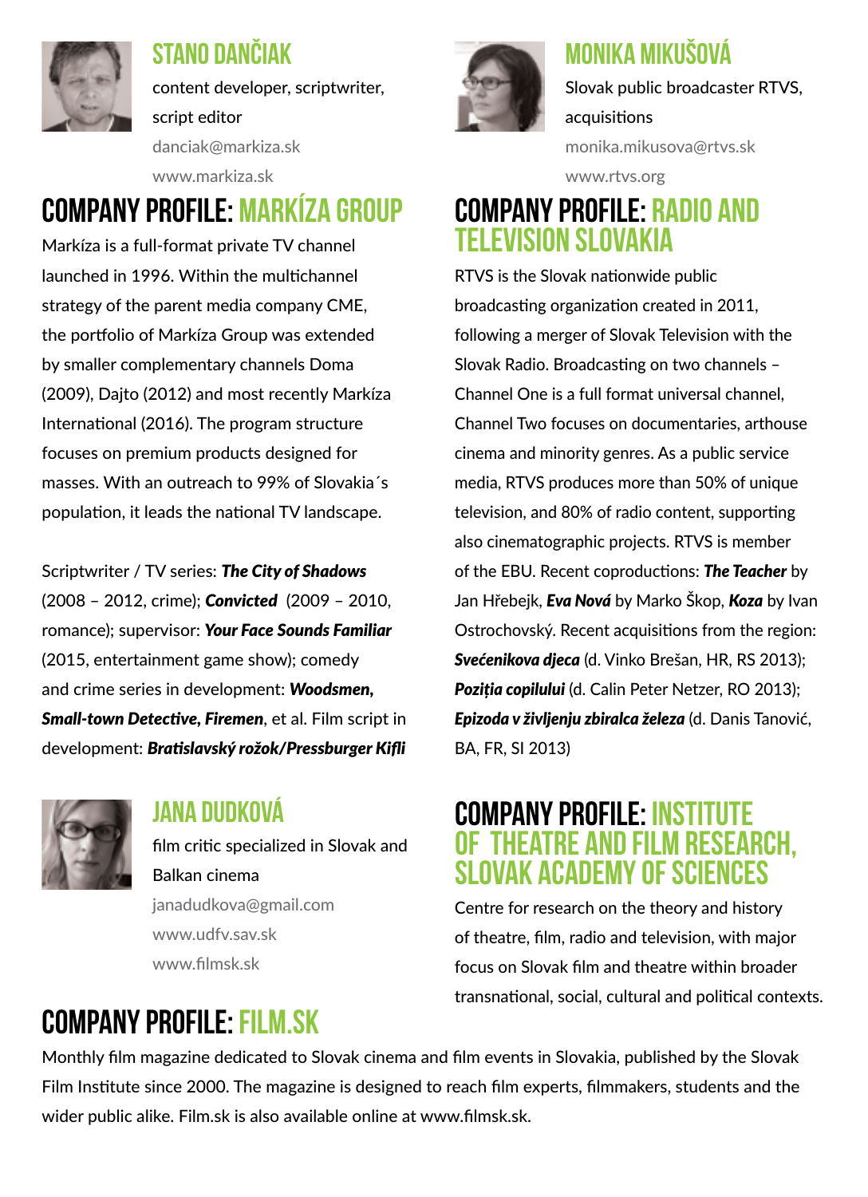## STANO DANČIAK

content developer, scriptwriter, script editor

danciak@markiza.sk

www.markiza.sk

## COMPANY PROFILE: MARKÍZA GROUP

Markíza is a full-format private TV channel launched in 1996. Within the multichannel strategy of the parent media company CME, the portfolio of Markíza Group was extended by smaller complementary channels Doma (2009), Dajto (2012) and most recently Markíza International (2016). The program structure focuses on premium products designed for masses. With an outreach to 99% of Slovakia´s population, it leads the national TV landscape.

Scriptwriter / TV series: ***The City of Shadows*** (2008 – 2012, crime); ***Convicted*** (2009 – 2010, romance); supervisor: ***Your Face Sounds Familiar*** (2015, entertainment game show); comedy and crime series in development: ***Woodsmen, Small-town Detective, Firemen***, et al. Film script in development: ***Bratislavský rožok/Pressburger Kifli***

## MONIKA MIKUŠOVÁ

Slovak public broadcaster RTVS, acquisitions

monika.mikusova@rtvs.sk

www.rtvs.org

## COMPANY PROFILE: RADIO AND TELEVISION SLOVAKIA

RTVS is the Slovak nationwide public broadcasting organization created in 2011, following a merger of Slovak Television with the Slovak Radio. Broadcasting on two channels – Channel One is a full format universal channel, Channel Two focuses on documentaries, arthouse cinema and minority genres. As a public service media, RTVS produces more than 50% of unique television, and 80% of radio content, supporting also cinematographic projects. RTVS is member of the EBU. Recent coproductions: ***The Teacher*** by Jan Hřebejk, ***Eva Nová*** by Marko Škop, ***Koza*** by Ivan Ostrochovský. Recent acquisitions from the region: ***Svećenikova djeca*** (d. Vinko Brešan, HR, RS 2013); ***Poziția copilului*** (d. Calin Peter Netzer, RO 2013); ***Epizoda v življenju zbiralca železa*** (d. Danis Tanović, BA, FR, SI 2013)

## JANA DUDKOVÁ

film critic specialized in Slovak and Balkan cinema

janadudkova@gmail.com

www.udfv.sav.sk

www.filmsk.sk

## COMPANY PROFILE: INSTITUTE OF THEATRE AND FILM RESEARCH, SLOVAK ACADEMY OF SCIENCES

Centre for research on the theory and history of theatre, film, radio and television, with major focus on Slovak film and theatre within broader transnational, social, cultural and political contexts.

## COMPANY PROFILE: FILM.SK

Monthly film magazine dedicated to Slovak cinema and film events in Slovakia, published by the Slovak Film Institute since 2000. The magazine is designed to reach film experts, filmmakers, students and the wider public alike. Film.sk is also available online at www.filmsk.sk.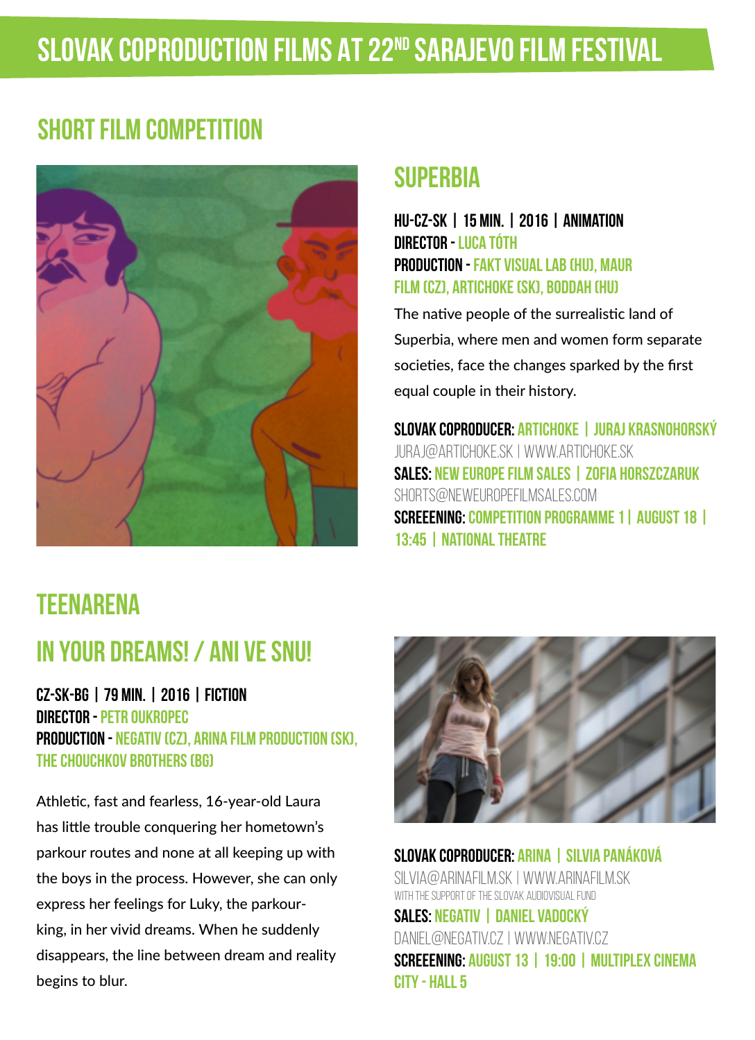# SLOVAK COPRODUCTION FILMS AT 22[ND] SARAJEVO FILM FESTIVAL

## SHORT FILM COMPETITION

### SUPERBIA

**HU-CZ-SK | 15 MIN. | 2016 | ANIMATION**
**DIRECTOR -** LUCA TÓTH
**PRODUCTION -** FAKT VISUAL LAB (HU), MAUR FILM (CZ), ARTICHOKE (SK), BODDAH (HU)

The native people of the surrealistic land of Superbia, where men and women form separate societies, face the changes sparked by the first equal couple in their history.

**SLOVAK COPRODUCER:** ARTICHOKE | JURAJ KRASNOHORSKÝ
JURAJ@ARTICHOKE.SK | WWW.ARTICHOKE.SK
**SALES:** NEW EUROPE FILM SALES | ZOFIA HORSZCZARUK
SHORTS@NEWEUROPEFILMSALES.COM
**SCREEENING:** COMPETITION PROGRAMME 1 | AUGUST 18 | 13:45 | NATIONAL THEATRE

## TEENARENA

### IN YOUR DREAMS! / ANI VE SNU!

**CZ-SK-BG | 79 MIN. | 2016 | FICTION**
**DIRECTOR -** PETR OUKROPEC
**PRODUCTION -** NEGATIV (CZ), ARINA FILM PRODUCTION (SK), THE CHOUCHKOV BROTHERS (BG)

Athletic, fast and fearless, 16-year-old Laura has little trouble conquering her hometown's parkour routes and none at all keeping up with the boys in the process. However, she can only express her feelings for Luky, the parkour-king, in her vivid dreams. When he suddenly disappears, the line between dream and reality begins to blur.

**SLOVAK COPRODUCER:** ARINA | SILVIA PANÁKOVÁ
SILVIA@ARINAFILM.SK | WWW.ARINAFILM.SK
WITH THE SUPPORT OF THE SLOVAK AUDIOVISUAL FUND
**SALES:** NEGATIV | DANIEL VADOCKÝ
DANIEL@NEGATIV.CZ | WWW.NEGATIV.CZ
**SCREEENING:** AUGUST 13 | 19:00 | MULTIPLEX CINEMA CITY - HALL 5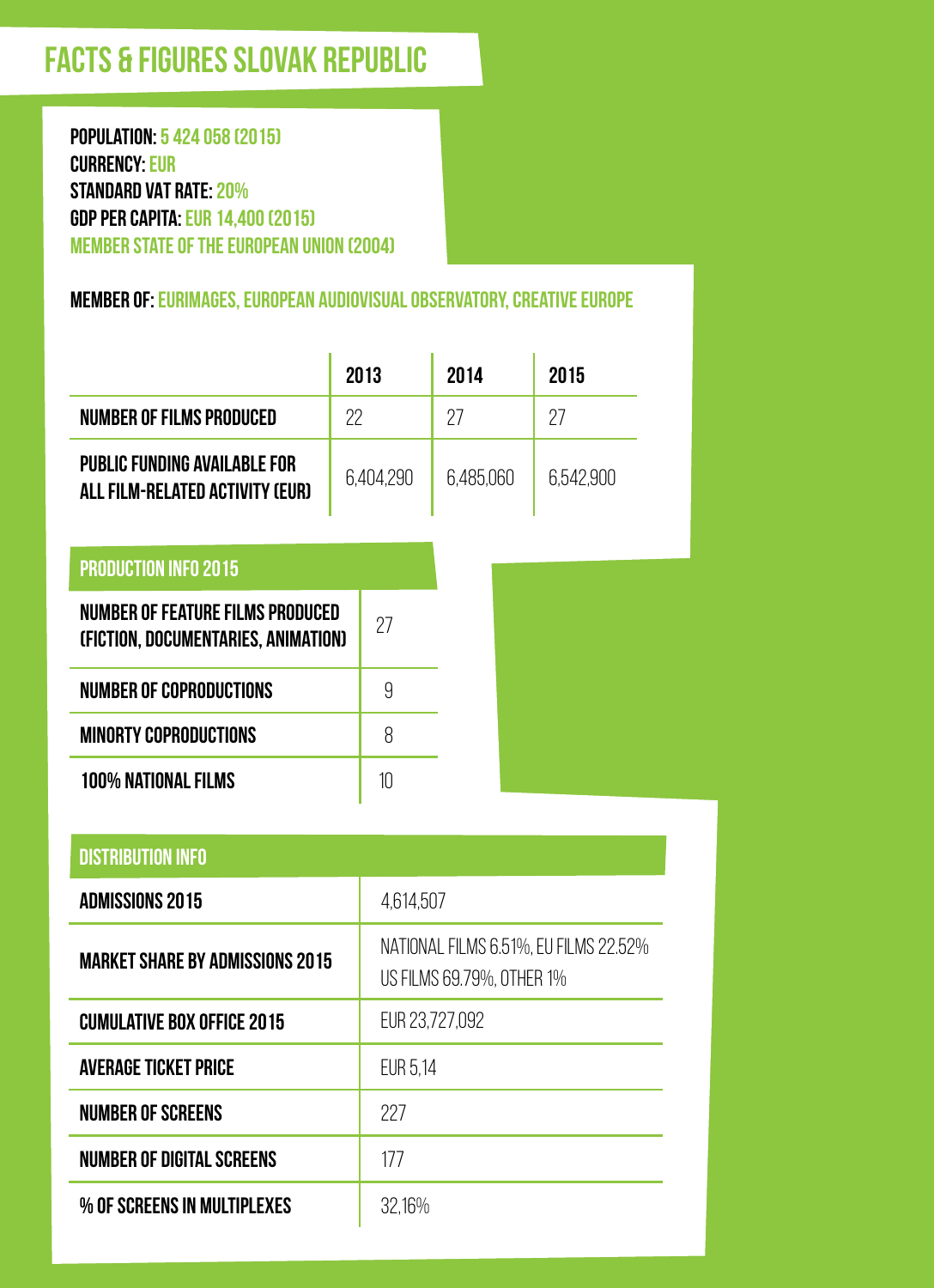# FACTS & FIGURES SLOVAK REPUBLIC

**POPULATION:** 5 424 058 (2015)
**CURRENCY:** EUR
**STANDARD VAT RATE:** 20%
**GDP PER CAPITA:** EUR 14,400 (2015)
MEMBER STATE OF THE EUROPEAN UNION (2004)

**MEMBER OF:** EURIMAGES, EUROPEAN AUDIOVISUAL OBSERVATORY, CREATIVE EUROPE

| | 2013 | 2014 | 2015 |
|---|---|---|---|
| NUMBER OF FILMS PRODUCED | 22 | 27 | 27 |
| PUBLIC FUNDING AVAILABLE FOR ALL FILM-RELATED ACTIVITY (EUR) | 6,404,290 | 6,485,060 | 6,542,900 |

| PRODUCTION INFO 2015 | |
|---|---|
| NUMBER OF FEATURE FILMS PRODUCED (FICTION, DOCUMENTARIES, ANIMATION) | 27 |
| NUMBER OF COPRODUCTIONS | 9 |
| MINORTY COPRODUCTIONS | 8 |
| 100% NATIONAL FILMS | 10 |

| DISTRIBUTION INFO | |
|---|---|
| ADMISSIONS 2015 | 4,614,507 |
| MARKET SHARE BY ADMISSIONS 2015 | NATIONAL FILMS 6.51%, EU FILMS 22.52% US FILMS 69.79%, OTHER 1% |
| CUMULATIVE BOX OFFICE 2015 | EUR 23,727,092 |
| AVERAGE TICKET PRICE | EUR 5,14 |
| NUMBER OF SCREENS | 227 |
| NUMBER OF DIGITAL SCREENS | 177 |
| % OF SCREENS IN MULTIPLEXES | 32,16% |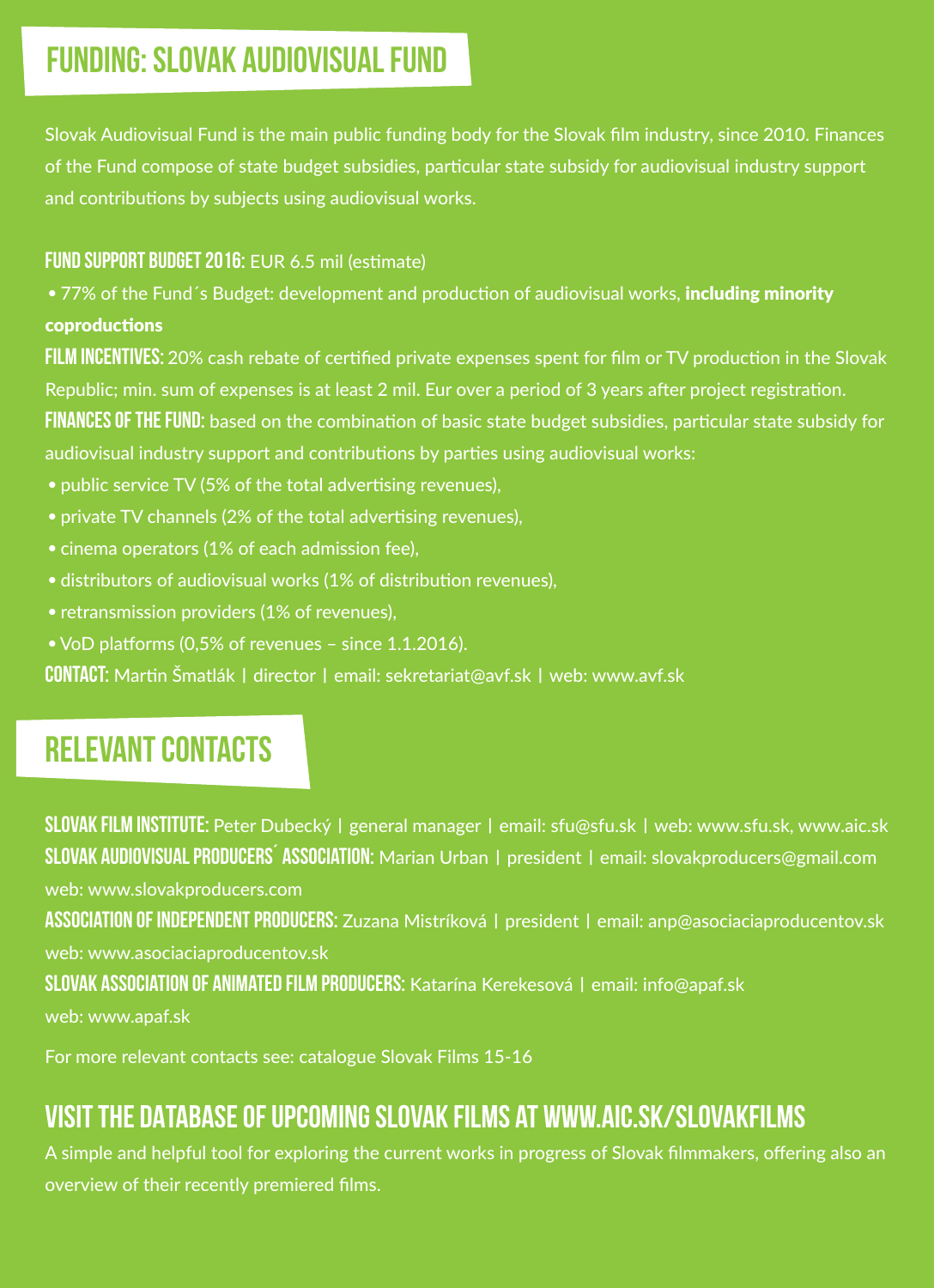## FUNDING: SLOVAK AUDIOVISUAL FUND

Slovak Audiovisual Fund is the main public funding body for the Slovak film industry, since 2010. Finances of the Fund compose of state budget subsidies, particular state subsidy for audiovisual industry support and contributions by subjects using audiovisual works.

**FUND SUPPORT BUDGET 2016:** EUR 6.5 mil (estimate)

- 77% of the Fund´s Budget: development and production of audiovisual works, **including minority coproductions**

**FILM INCENTIVES:** 20% cash rebate of certified private expenses spent for film or TV production in the Slovak Republic; min. sum of expenses is at least 2 mil. Eur over a period of 3 years after project registration.

**FINANCES OF THE FUND:** based on the combination of basic state budget subsidies, particular state subsidy for audiovisual industry support and contributions by parties using audiovisual works:

- public service TV (5% of the total advertising revenues),
- private TV channels (2% of the total advertising revenues),
- cinema operators (1% of each admission fee),
- distributors of audiovisual works (1% of distribution revenues),
- retransmission providers (1% of revenues),
- VoD platforms (0,5% of revenues – since 1.1.2016).

**CONTACT:** Martin Šmatlák | director | email: sekretariat@avf.sk | web: www.avf.sk

## RELEVANT CONTACTS

**SLOVAK FILM INSTITUTE:** Peter Dubecký | general manager | email: sfu@sfu.sk | web: www.sfu.sk, www.aic.sk

**SLOVAK AUDIOVISUAL PRODUCERS´ ASSOCIATION:** Marian Urban | president | email: slovakproducers@gmail.com web: www.slovakproducers.com

**ASSOCIATION OF INDEPENDENT PRODUCERS:** Zuzana Mistríková | president | email: anp@asociaciaproducentov.sk web: www.asociaciaproducentov.sk

**SLOVAK ASSOCIATION OF ANIMATED FILM PRODUCERS:** Katarína Kerekesová | email: info@apaf.sk web: www.apaf.sk

For more relevant contacts see: catalogue Slovak Films 15-16

## VISIT THE DATABASE OF UPCOMING SLOVAK FILMS AT WWW.AIC.SK/SLOVAKFILMS

A simple and helpful tool for exploring the current works in progress of Slovak filmmakers, offering also an overview of their recently premiered films.